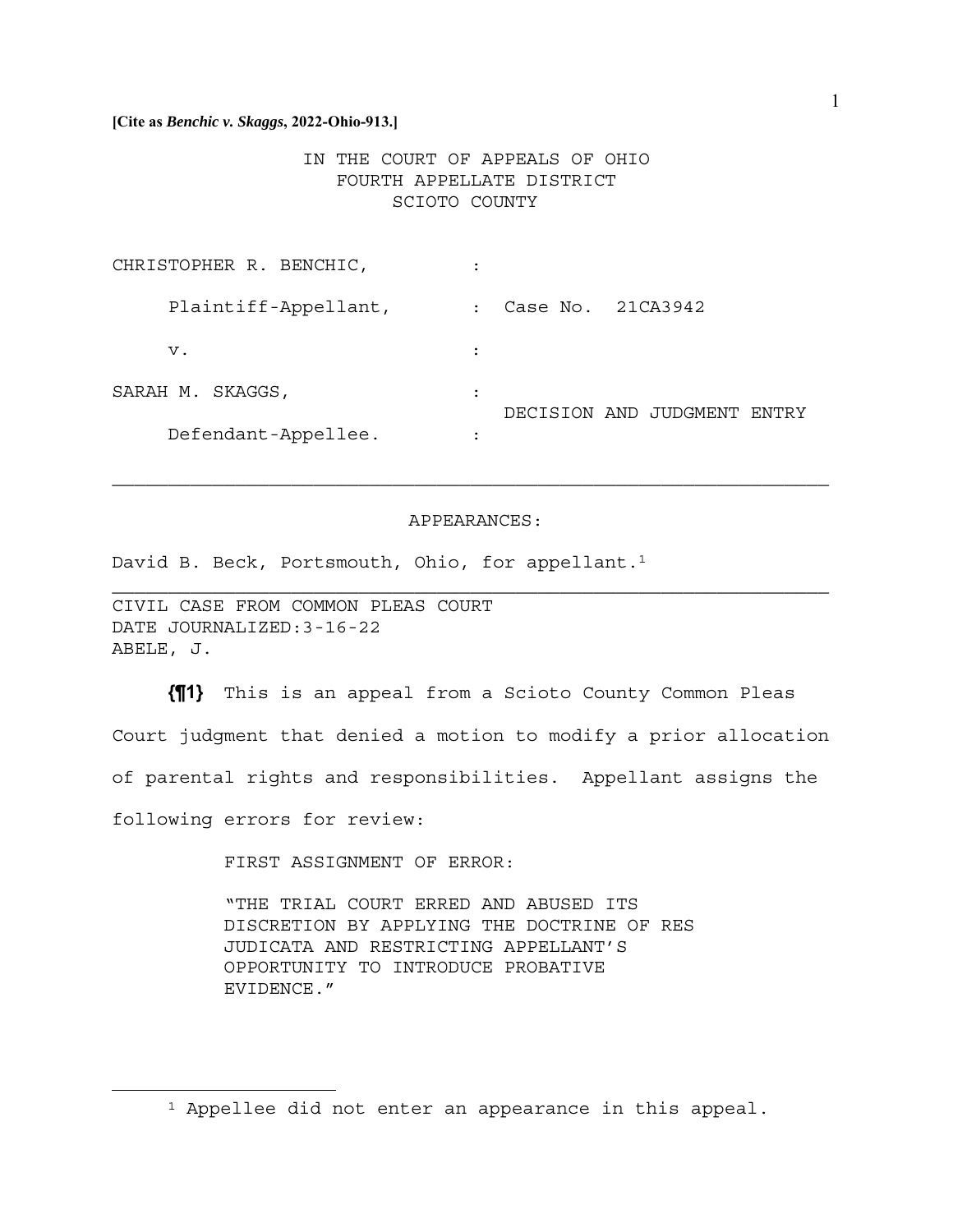**[Cite as *Benchic v. Skaggs*, 2022-Ohio-913.]**

IN THE COURT OF APPEALS OF OHIO
FOURTH APPELLATE DISTRICT
SCIOTO COUNTY

| | | |
|---|---|---|
| CHRISTOPHER R. BENCHIC, | : | |
| Plaintiff-Appellant, | : | Case No. 21CA3942 |
| v. | : | |
| SARAH M. SKAGGS, | : | DECISION AND JUDGMENT ENTRY |
| Defendant-Appellee. | : | |

---

APPEARANCES:

David B. Beck, Portsmouth, Ohio, for appellant.[1]

---

CIVIL CASE FROM COMMON PLEAS COURT
DATE JOURNALIZED:3-16-22
ABELE, J.

**{¶1}** This is an appeal from a Scioto County Common Pleas Court judgment that denied a motion to modify a prior allocation of parental rights and responsibilities. Appellant assigns the following errors for review:

FIRST ASSIGNMENT OF ERROR:

"THE TRIAL COURT ERRED AND ABUSED ITS DISCRETION BY APPLYING THE DOCTRINE OF RES JUDICATA AND RESTRICTING APPELLANT'S OPPORTUNITY TO INTRODUCE PROBATIVE EVIDENCE."

---

[1] Appellee did not enter an appearance in this appeal.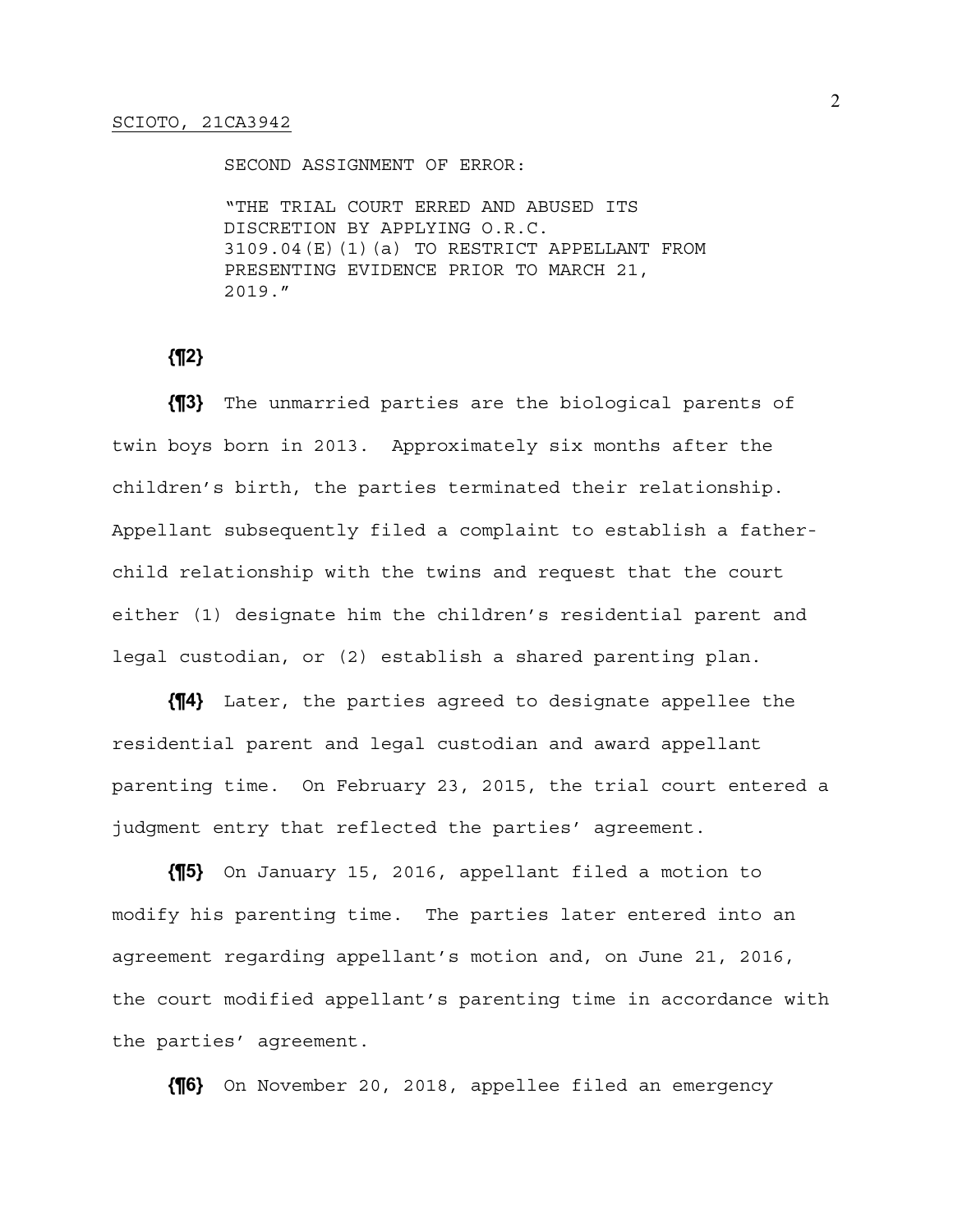SECOND ASSIGNMENT OF ERROR:

"THE TRIAL COURT ERRED AND ABUSED ITS DISCRETION BY APPLYING O.R.C. 3109.04(E)(1)(a) TO RESTRICT APPELLANT FROM PRESENTING EVIDENCE PRIOR TO MARCH 21, 2019."

**{¶2}**

**{¶3}** The unmarried parties are the biological parents of twin boys born in 2013. Approximately six months after the children's birth, the parties terminated their relationship. Appellant subsequently filed a complaint to establish a father-child relationship with the twins and request that the court either (1) designate him the children's residential parent and legal custodian, or (2) establish a shared parenting plan.

**{¶4}** Later, the parties agreed to designate appellee the residential parent and legal custodian and award appellant parenting time. On February 23, 2015, the trial court entered a judgment entry that reflected the parties' agreement.

**{¶5}** On January 15, 2016, appellant filed a motion to modify his parenting time. The parties later entered into an agreement regarding appellant's motion and, on June 21, 2016, the court modified appellant's parenting time in accordance with the parties' agreement.

**{¶6}** On November 20, 2018, appellee filed an emergency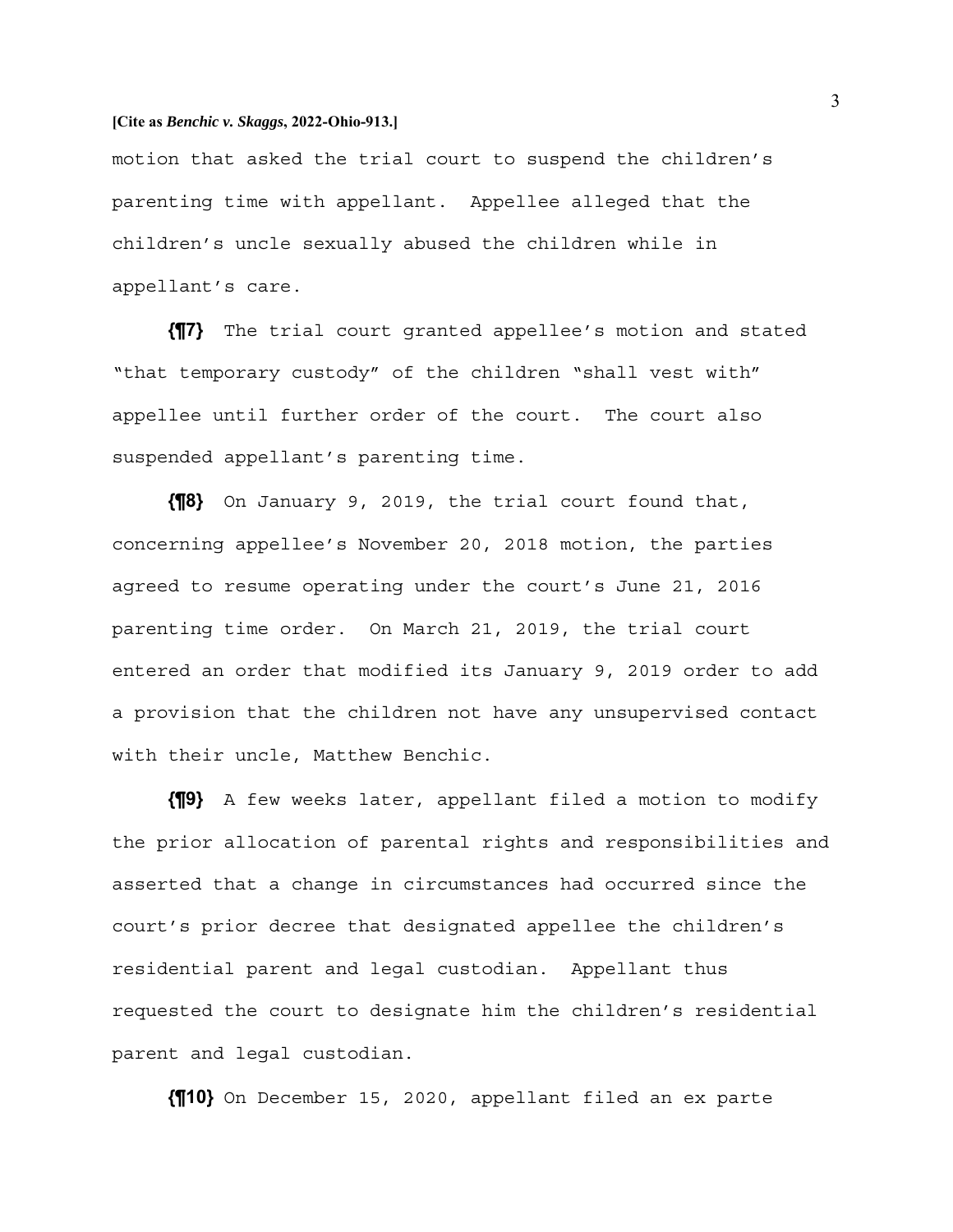motion that asked the trial court to suspend the children's parenting time with appellant. Appellee alleged that the children's uncle sexually abused the children while in appellant's care.

**{¶7}** The trial court granted appellee's motion and stated "that temporary custody" of the children "shall vest with" appellee until further order of the court. The court also suspended appellant's parenting time.

**{¶8}** On January 9, 2019, the trial court found that, concerning appellee's November 20, 2018 motion, the parties agreed to resume operating under the court's June 21, 2016 parenting time order. On March 21, 2019, the trial court entered an order that modified its January 9, 2019 order to add a provision that the children not have any unsupervised contact with their uncle, Matthew Benchic.

**{¶9}** A few weeks later, appellant filed a motion to modify the prior allocation of parental rights and responsibilities and asserted that a change in circumstances had occurred since the court's prior decree that designated appellee the children's residential parent and legal custodian. Appellant thus requested the court to designate him the children's residential parent and legal custodian.

**{¶10}** On December 15, 2020, appellant filed an ex parte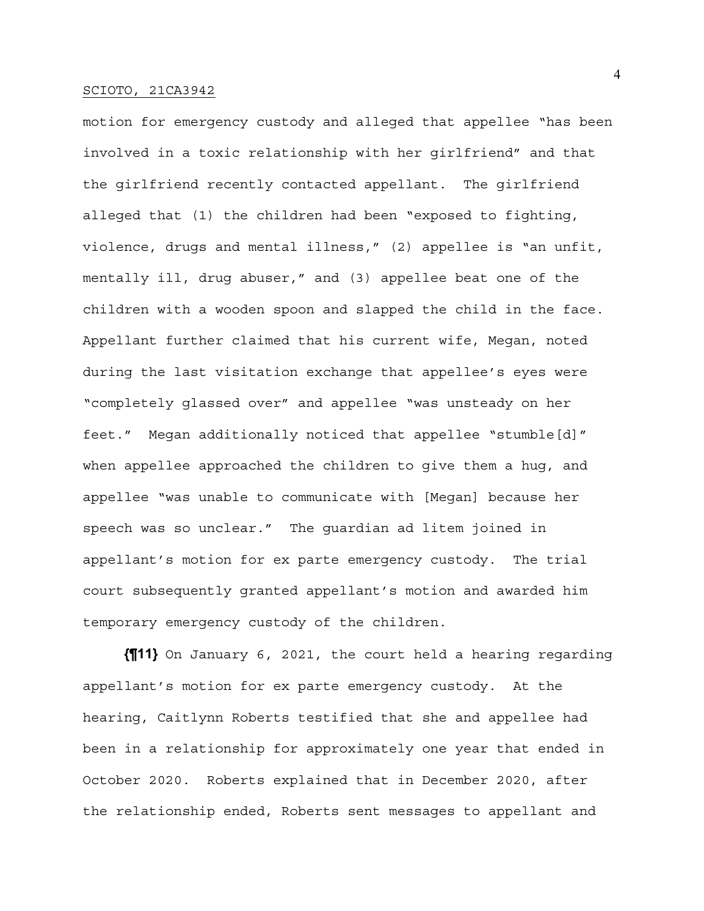motion for emergency custody and alleged that appellee "has been involved in a toxic relationship with her girlfriend" and that the girlfriend recently contacted appellant. The girlfriend alleged that (1) the children had been "exposed to fighting, violence, drugs and mental illness," (2) appellee is "an unfit, mentally ill, drug abuser," and (3) appellee beat one of the children with a wooden spoon and slapped the child in the face. Appellant further claimed that his current wife, Megan, noted during the last visitation exchange that appellee's eyes were "completely glassed over" and appellee "was unsteady on her feet." Megan additionally noticed that appellee "stumble[d]" when appellee approached the children to give them a hug, and appellee "was unable to communicate with [Megan] because her speech was so unclear." The guardian ad litem joined in appellant's motion for ex parte emergency custody. The trial court subsequently granted appellant's motion and awarded him temporary emergency custody of the children.

**{¶11}** On January 6, 2021, the court held a hearing regarding appellant's motion for ex parte emergency custody. At the hearing, Caitlynn Roberts testified that she and appellee had been in a relationship for approximately one year that ended in October 2020. Roberts explained that in December 2020, after the relationship ended, Roberts sent messages to appellant and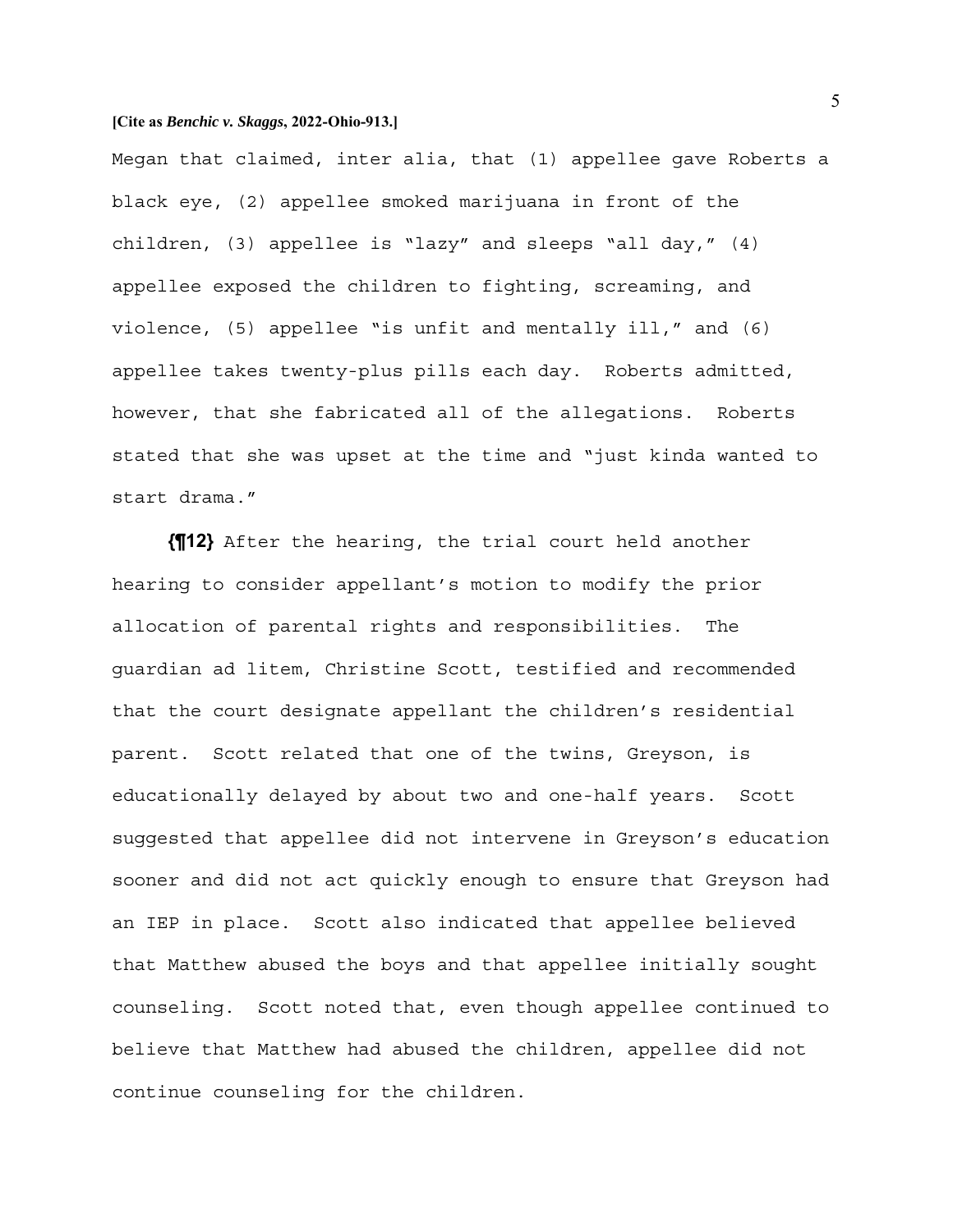Megan that claimed, inter alia, that (1) appellee gave Roberts a black eye, (2) appellee smoked marijuana in front of the children, (3) appellee is "lazy" and sleeps "all day," (4) appellee exposed the children to fighting, screaming, and violence, (5) appellee "is unfit and mentally ill," and (6) appellee takes twenty-plus pills each day. Roberts admitted, however, that she fabricated all of the allegations. Roberts stated that she was upset at the time and "just kinda wanted to start drama."

**{¶12}** After the hearing, the trial court held another hearing to consider appellant's motion to modify the prior allocation of parental rights and responsibilities. The guardian ad litem, Christine Scott, testified and recommended that the court designate appellant the children's residential parent. Scott related that one of the twins, Greyson, is educationally delayed by about two and one-half years. Scott suggested that appellee did not intervene in Greyson's education sooner and did not act quickly enough to ensure that Greyson had an IEP in place. Scott also indicated that appellee believed that Matthew abused the boys and that appellee initially sought counseling. Scott noted that, even though appellee continued to believe that Matthew had abused the children, appellee did not continue counseling for the children.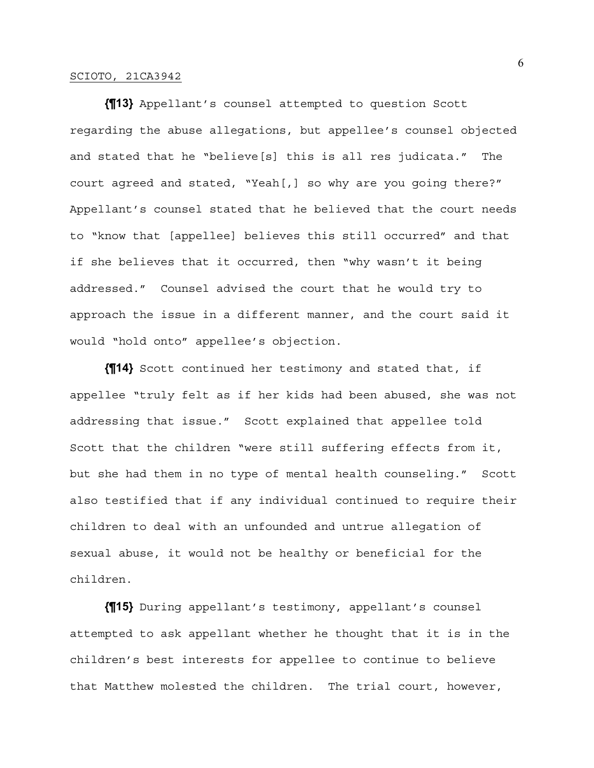**{¶13}** Appellant's counsel attempted to question Scott regarding the abuse allegations, but appellee's counsel objected and stated that he "believe[s] this is all res judicata." The court agreed and stated, "Yeah[,] so why are you going there?" Appellant's counsel stated that he believed that the court needs to "know that [appellee] believes this still occurred" and that if she believes that it occurred, then "why wasn't it being addressed." Counsel advised the court that he would try to approach the issue in a different manner, and the court said it would "hold onto" appellee's objection.

**{¶14}** Scott continued her testimony and stated that, if appellee "truly felt as if her kids had been abused, she was not addressing that issue." Scott explained that appellee told Scott that the children "were still suffering effects from it, but she had them in no type of mental health counseling." Scott also testified that if any individual continued to require their children to deal with an unfounded and untrue allegation of sexual abuse, it would not be healthy or beneficial for the children.

**{¶15}** During appellant's testimony, appellant's counsel attempted to ask appellant whether he thought that it is in the children's best interests for appellee to continue to believe that Matthew molested the children. The trial court, however,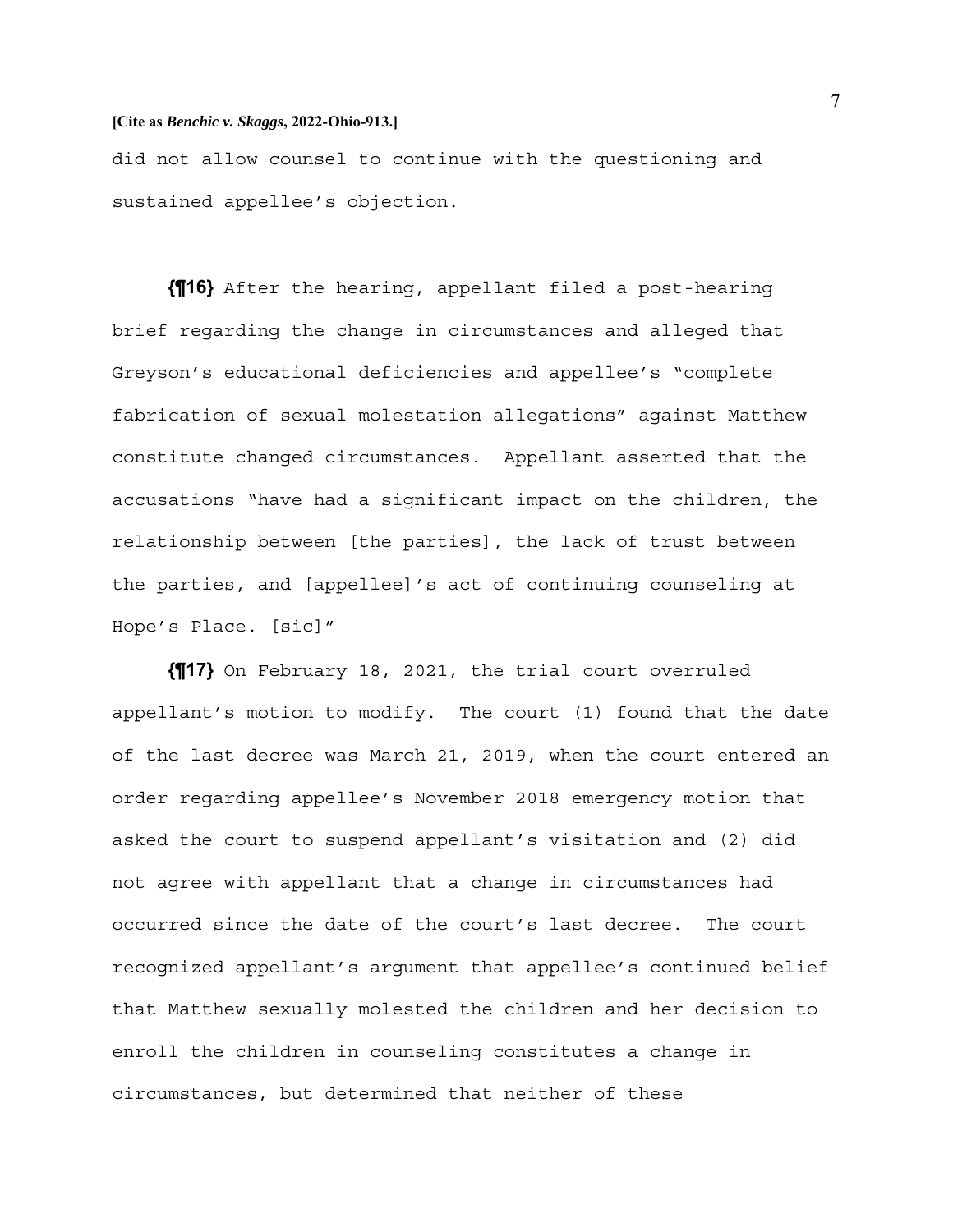did not allow counsel to continue with the questioning and sustained appellee's objection.

**{¶16}** After the hearing, appellant filed a post-hearing brief regarding the change in circumstances and alleged that Greyson's educational deficiencies and appellee's "complete fabrication of sexual molestation allegations" against Matthew constitute changed circumstances. Appellant asserted that the accusations "have had a significant impact on the children, the relationship between [the parties], the lack of trust between the parties, and [appellee]'s act of continuing counseling at Hope's Place. [sic]"

**{¶17}** On February 18, 2021, the trial court overruled appellant's motion to modify. The court (1) found that the date of the last decree was March 21, 2019, when the court entered an order regarding appellee's November 2018 emergency motion that asked the court to suspend appellant's visitation and (2) did not agree with appellant that a change in circumstances had occurred since the date of the court's last decree. The court recognized appellant's argument that appellee's continued belief that Matthew sexually molested the children and her decision to enroll the children in counseling constitutes a change in circumstances, but determined that neither of these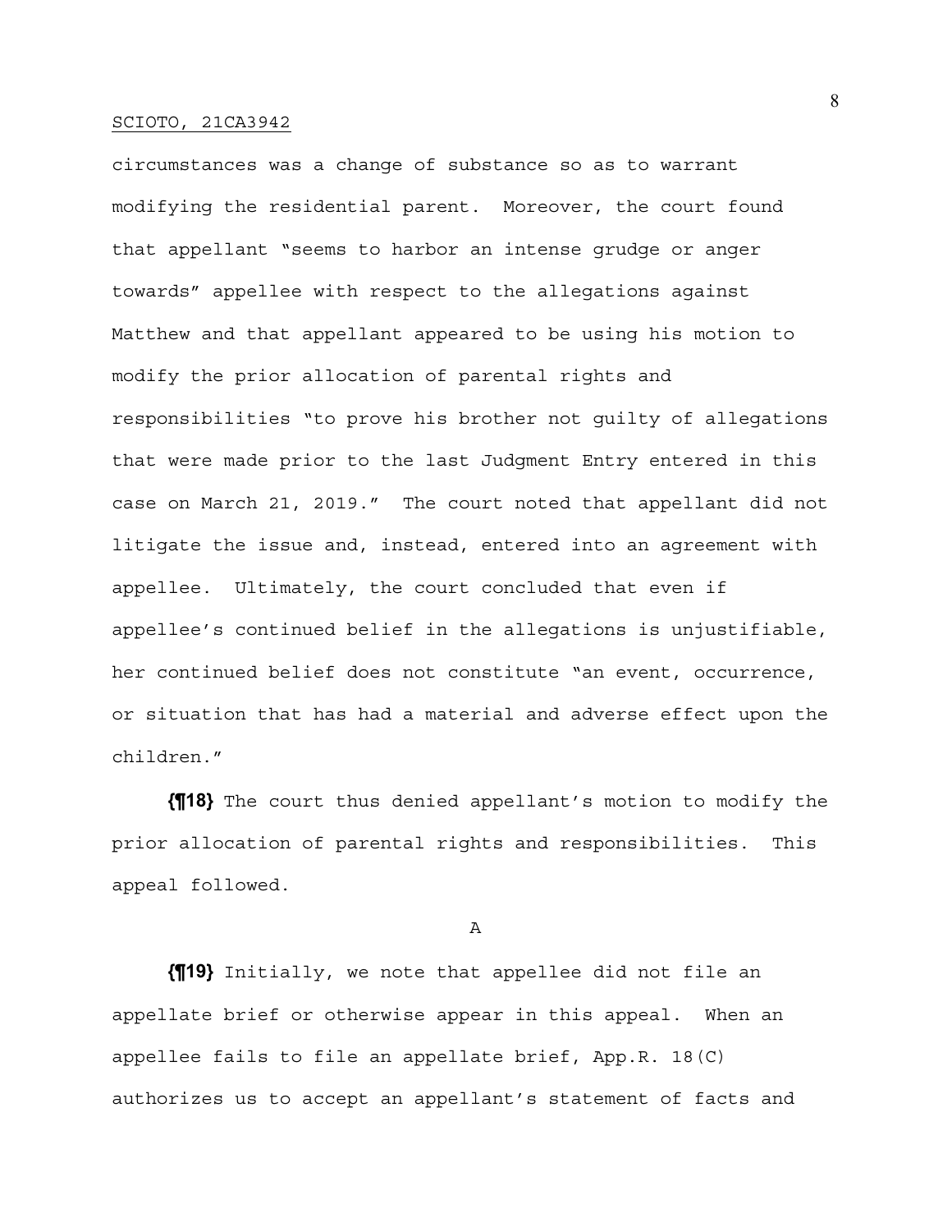circumstances was a change of substance so as to warrant modifying the residential parent. Moreover, the court found that appellant "seems to harbor an intense grudge or anger towards" appellee with respect to the allegations against Matthew and that appellant appeared to be using his motion to modify the prior allocation of parental rights and responsibilities "to prove his brother not guilty of allegations that were made prior to the last Judgment Entry entered in this case on March 21, 2019." The court noted that appellant did not litigate the issue and, instead, entered into an agreement with appellee. Ultimately, the court concluded that even if appellee's continued belief in the allegations is unjustifiable, her continued belief does not constitute "an event, occurrence, or situation that has had a material and adverse effect upon the children."

**{¶18}** The court thus denied appellant's motion to modify the prior allocation of parental rights and responsibilities. This appeal followed.

A

**{¶19}** Initially, we note that appellee did not file an appellate brief or otherwise appear in this appeal. When an appellee fails to file an appellate brief, App.R. 18(C) authorizes us to accept an appellant's statement of facts and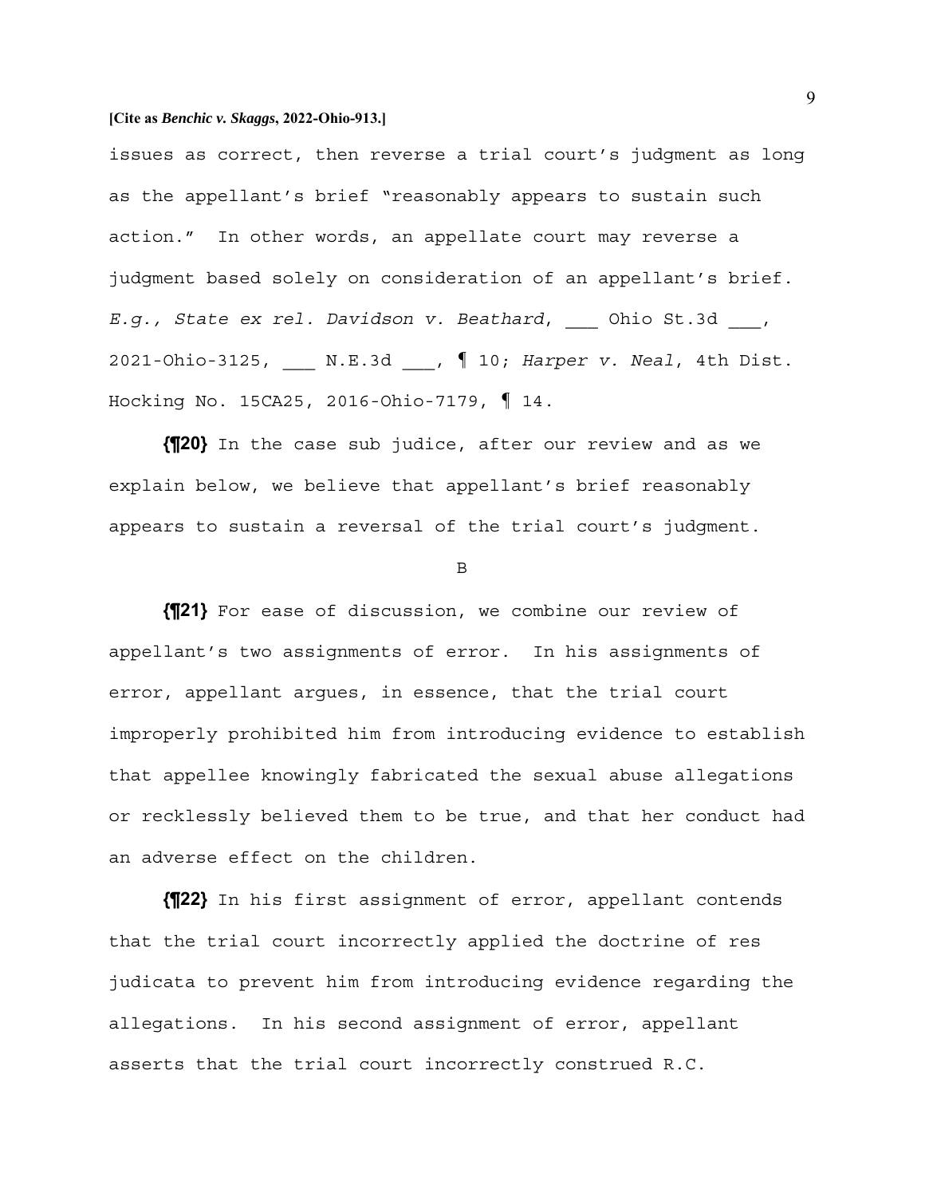issues as correct, then reverse a trial court's judgment as long as the appellant's brief "reasonably appears to sustain such action." In other words, an appellate court may reverse a judgment based solely on consideration of an appellant's brief. *E.g., State ex rel. Davidson v. Beathard*, ___ Ohio St.3d ___, 2021-Ohio-3125, ___ N.E.3d ___, ¶ 10; *Harper v. Neal*, 4th Dist. Hocking No. 15CA25, 2016-Ohio-7179, ¶ 14.

**{¶20}** In the case sub judice, after our review and as we explain below, we believe that appellant's brief reasonably appears to sustain a reversal of the trial court's judgment.

B

**{¶21}** For ease of discussion, we combine our review of appellant's two assignments of error. In his assignments of error, appellant argues, in essence, that the trial court improperly prohibited him from introducing evidence to establish that appellee knowingly fabricated the sexual abuse allegations or recklessly believed them to be true, and that her conduct had an adverse effect on the children.

**{¶22}** In his first assignment of error, appellant contends that the trial court incorrectly applied the doctrine of res judicata to prevent him from introducing evidence regarding the allegations. In his second assignment of error, appellant asserts that the trial court incorrectly construed R.C.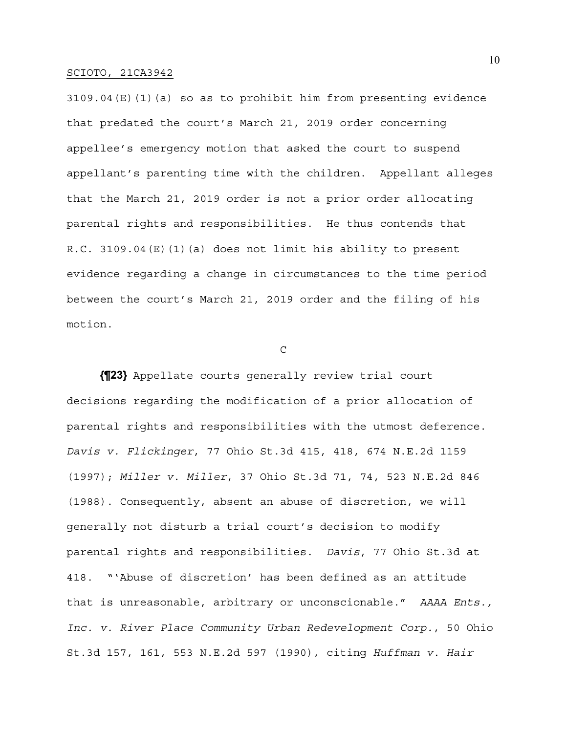3109.04(E)(1)(a) so as to prohibit him from presenting evidence that predated the court's March 21, 2019 order concerning appellee's emergency motion that asked the court to suspend appellant's parenting time with the children. Appellant alleges that the March 21, 2019 order is not a prior order allocating parental rights and responsibilities. He thus contends that R.C. 3109.04(E)(1)(a) does not limit his ability to present evidence regarding a change in circumstances to the time period between the court's March 21, 2019 order and the filing of his motion.

C

**{¶23}** Appellate courts generally review trial court decisions regarding the modification of a prior allocation of parental rights and responsibilities with the utmost deference. *Davis v. Flickinger*, 77 Ohio St.3d 415, 418, 674 N.E.2d 1159 (1997); *Miller v. Miller*, 37 Ohio St.3d 71, 74, 523 N.E.2d 846 (1988). Consequently, absent an abuse of discretion, we will generally not disturb a trial court's decision to modify parental rights and responsibilities. *Davis*, 77 Ohio St.3d at 418. "'Abuse of discretion' has been defined as an attitude that is unreasonable, arbitrary or unconscionable." *AAAA Ents., Inc. v. River Place Community Urban Redevelopment Corp.*, 50 Ohio St.3d 157, 161, 553 N.E.2d 597 (1990), citing *Huffman v. Hair*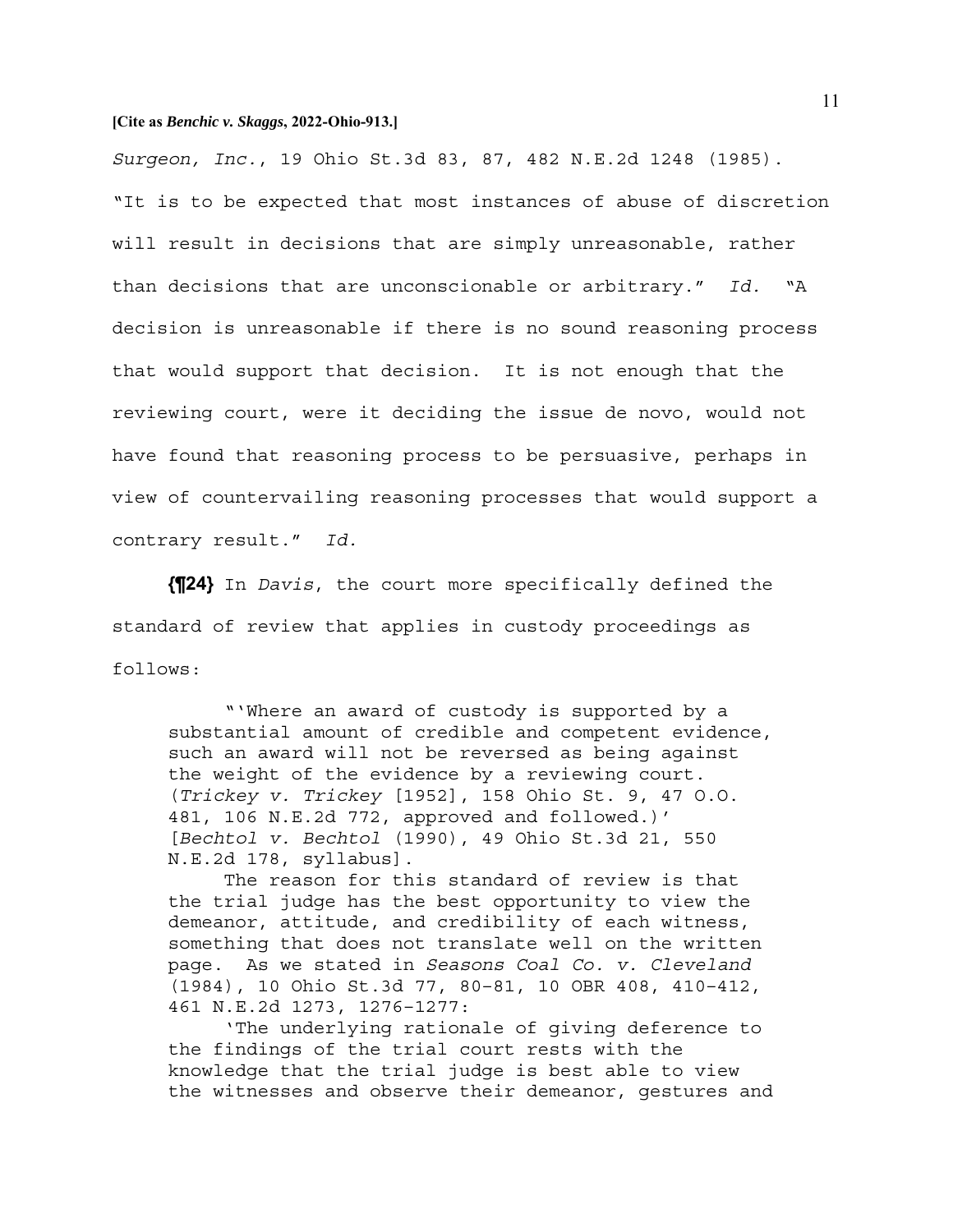*Surgeon, Inc.*, 19 Ohio St.3d 83, 87, 482 N.E.2d 1248 (1985). "It is to be expected that most instances of abuse of discretion will result in decisions that are simply unreasonable, rather than decisions that are unconscionable or arbitrary." *Id.* "A decision is unreasonable if there is no sound reasoning process that would support that decision. It is not enough that the reviewing court, were it deciding the issue de novo, would not have found that reasoning process to be persuasive, perhaps in view of countervailing reasoning processes that would support a contrary result." *Id.*

**{¶24}** In *Davis*, the court more specifically defined the standard of review that applies in custody proceedings as follows:

> "'Where an award of custody is supported by a substantial amount of credible and competent evidence, such an award will not be reversed as being against the weight of the evidence by a reviewing court. (*Trickey v. Trickey* [1952], 158 Ohio St. 9, 47 O.O. 481, 106 N.E.2d 772, approved and followed.)' [*Bechtol v. Bechtol* (1990), 49 Ohio St.3d 21, 550 N.E.2d 178, syllabus].
>
> The reason for this standard of review is that the trial judge has the best opportunity to view the demeanor, attitude, and credibility of each witness, something that does not translate well on the written page. As we stated in *Seasons Coal Co. v. Cleveland* (1984), 10 Ohio St.3d 77, 80–81, 10 OBR 408, 410–412, 461 N.E.2d 1273, 1276–1277:
>
> 'The underlying rationale of giving deference to the findings of the trial court rests with the knowledge that the trial judge is best able to view the witnesses and observe their demeanor, gestures and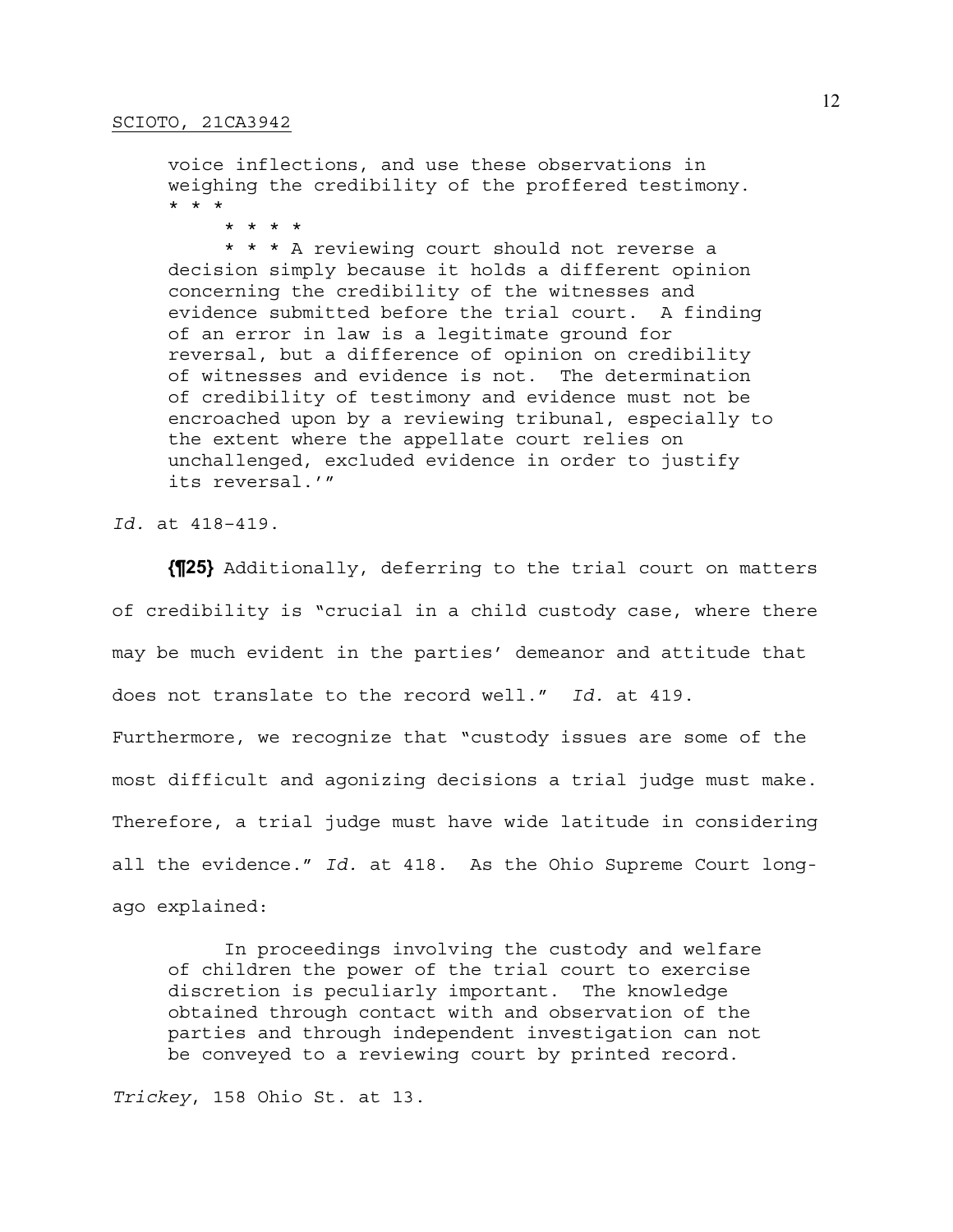> voice inflections, and use these observations in weighing the credibility of the proffered testimony. * * *
>
> * * * *
>
> * * * A reviewing court should not reverse a decision simply because it holds a different opinion concerning the credibility of the witnesses and evidence submitted before the trial court. A finding of an error in law is a legitimate ground for reversal, but a difference of opinion on credibility of witnesses and evidence is not. The determination of credibility of testimony and evidence must not be encroached upon by a reviewing tribunal, especially to the extent where the appellate court relies on unchallenged, excluded evidence in order to justify its reversal.'"

*Id.* at 418-419.

**{¶25}** Additionally, deferring to the trial court on matters of credibility is "crucial in a child custody case, where there may be much evident in the parties' demeanor and attitude that does not translate to the record well." *Id.* at 419. Furthermore, we recognize that "custody issues are some of the most difficult and agonizing decisions a trial judge must make. Therefore, a trial judge must have wide latitude in considering all the evidence." *Id.* at 418. As the Ohio Supreme Court long-ago explained:

> In proceedings involving the custody and welfare of children the power of the trial court to exercise discretion is peculiarly important. The knowledge obtained through contact with and observation of the parties and through independent investigation can not be conveyed to a reviewing court by printed record.

*Trickey*, 158 Ohio St. at 13.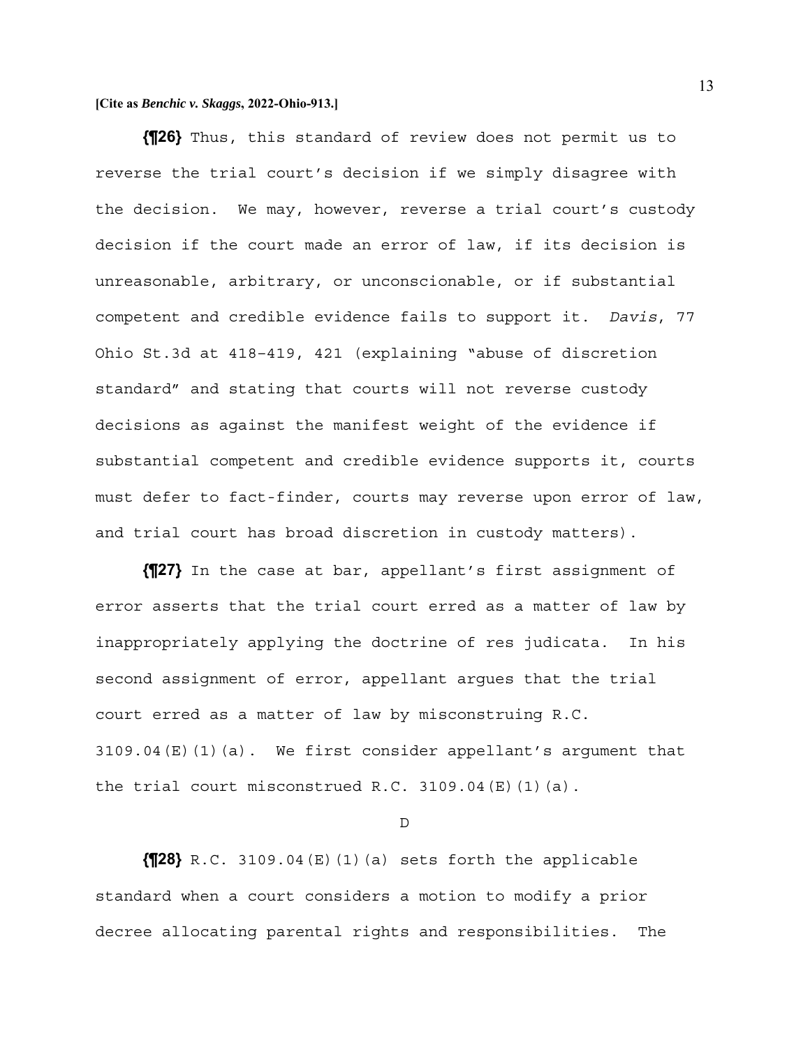**{¶26}** Thus, this standard of review does not permit us to reverse the trial court's decision if we simply disagree with the decision. We may, however, reverse a trial court's custody decision if the court made an error of law, if its decision is unreasonable, arbitrary, or unconscionable, or if substantial competent and credible evidence fails to support it. *Davis*, 77 Ohio St.3d at 418-419, 421 (explaining "abuse of discretion standard" and stating that courts will not reverse custody decisions as against the manifest weight of the evidence if substantial competent and credible evidence supports it, courts must defer to fact-finder, courts may reverse upon error of law, and trial court has broad discretion in custody matters).

**{¶27}** In the case at bar, appellant's first assignment of error asserts that the trial court erred as a matter of law by inappropriately applying the doctrine of res judicata. In his second assignment of error, appellant argues that the trial court erred as a matter of law by misconstruing R.C. 3109.04(E)(1)(a). We first consider appellant's argument that the trial court misconstrued R.C. 3109.04(E)(1)(a).

D

**{¶28}** R.C. 3109.04(E)(1)(a) sets forth the applicable standard when a court considers a motion to modify a prior decree allocating parental rights and responsibilities. The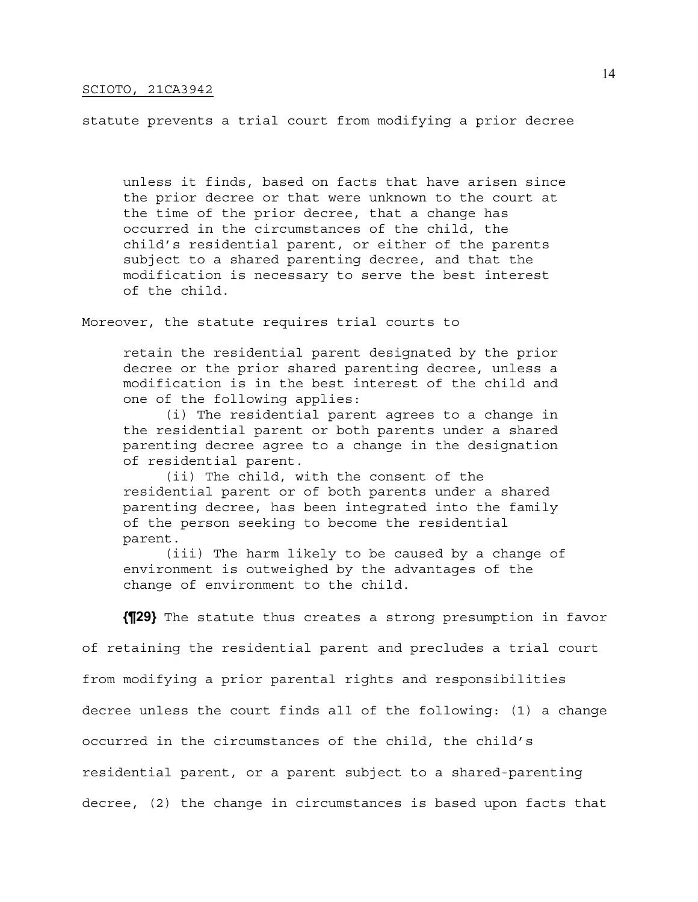statute prevents a trial court from modifying a prior decree

> unless it finds, based on facts that have arisen since the prior decree or that were unknown to the court at the time of the prior decree, that a change has occurred in the circumstances of the child, the child's residential parent, or either of the parents subject to a shared parenting decree, and that the modification is necessary to serve the best interest of the child.

Moreover, the statute requires trial courts to

> retain the residential parent designated by the prior decree or the prior shared parenting decree, unless a modification is in the best interest of the child and one of the following applies:
>
> (i) The residential parent agrees to a change in the residential parent or both parents under a shared parenting decree agree to a change in the designation of residential parent.
>
> (ii) The child, with the consent of the residential parent or of both parents under a shared parenting decree, has been integrated into the family of the person seeking to become the residential parent.
>
> (iii) The harm likely to be caused by a change of environment is outweighed by the advantages of the change of environment to the child.

**{¶29}** The statute thus creates a strong presumption in favor of retaining the residential parent and precludes a trial court from modifying a prior parental rights and responsibilities decree unless the court finds all of the following: (1) a change occurred in the circumstances of the child, the child's residential parent, or a parent subject to a shared-parenting decree, (2) the change in circumstances is based upon facts that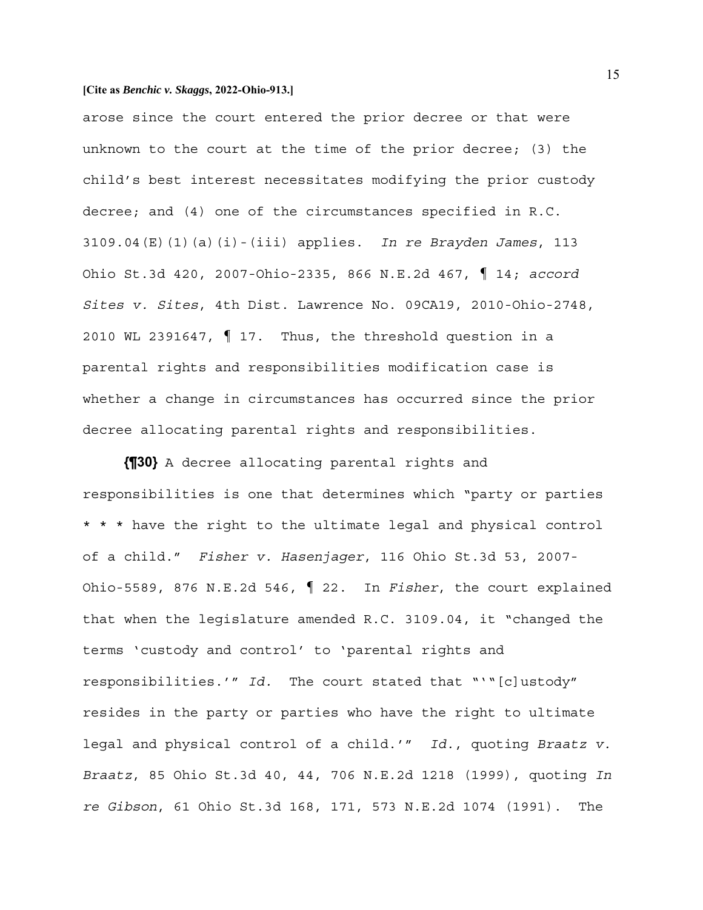arose since the court entered the prior decree or that were unknown to the court at the time of the prior decree; (3) the child's best interest necessitates modifying the prior custody decree; and (4) one of the circumstances specified in R.C. 3109.04(E)(1)(a)(i)-(iii) applies. *In re Brayden James*, 113 Ohio St.3d 420, 2007-Ohio-2335, 866 N.E.2d 467, ¶ 14; *accord Sites v. Sites*, 4th Dist. Lawrence No. 09CA19, 2010-Ohio-2748, 2010 WL 2391647, ¶ 17. Thus, the threshold question in a parental rights and responsibilities modification case is whether a change in circumstances has occurred since the prior decree allocating parental rights and responsibilities.

**{¶30}** A decree allocating parental rights and responsibilities is one that determines which "party or parties * * * have the right to the ultimate legal and physical control of a child." *Fisher v. Hasenjager*, 116 Ohio St.3d 53, 2007-Ohio-5589, 876 N.E.2d 546, ¶ 22. In *Fisher*, the court explained that when the legislature amended R.C. 3109.04, it "changed the terms 'custody and control' to 'parental rights and responsibilities.'" *Id.* The court stated that "'"[c]ustody" resides in the party or parties who have the right to ultimate legal and physical control of a child.'" *Id.*, quoting *Braatz v. Braatz*, 85 Ohio St.3d 40, 44, 706 N.E.2d 1218 (1999), quoting *In re Gibson*, 61 Ohio St.3d 168, 171, 573 N.E.2d 1074 (1991). The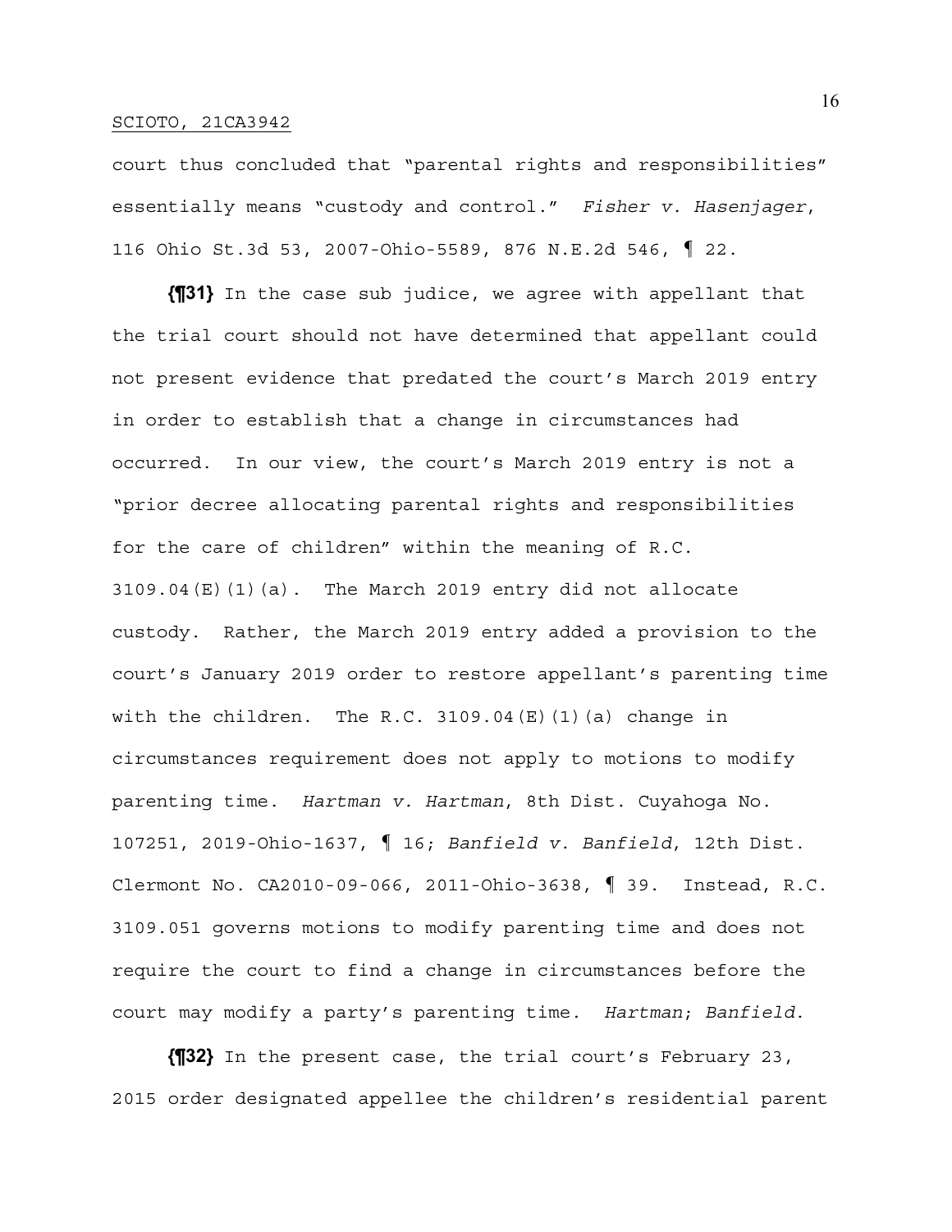court thus concluded that "parental rights and responsibilities" essentially means "custody and control." *Fisher v. Hasenjager*, 116 Ohio St.3d 53, 2007-Ohio-5589, 876 N.E.2d 546, ¶ 22.

**{¶31}** In the case sub judice, we agree with appellant that the trial court should not have determined that appellant could not present evidence that predated the court's March 2019 entry in order to establish that a change in circumstances had occurred. In our view, the court's March 2019 entry is not a "prior decree allocating parental rights and responsibilities for the care of children" within the meaning of R.C. 3109.04(E)(1)(a). The March 2019 entry did not allocate custody. Rather, the March 2019 entry added a provision to the court's January 2019 order to restore appellant's parenting time with the children. The R.C. 3109.04(E)(1)(a) change in circumstances requirement does not apply to motions to modify parenting time. *Hartman v. Hartman*, 8th Dist. Cuyahoga No. 107251, 2019-Ohio-1637, ¶ 16; *Banfield v. Banfield*, 12th Dist. Clermont No. CA2010-09-066, 2011-Ohio-3638, ¶ 39. Instead, R.C. 3109.051 governs motions to modify parenting time and does not require the court to find a change in circumstances before the court may modify a party's parenting time. *Hartman*; *Banfield*.

**{¶32}** In the present case, the trial court's February 23, 2015 order designated appellee the children's residential parent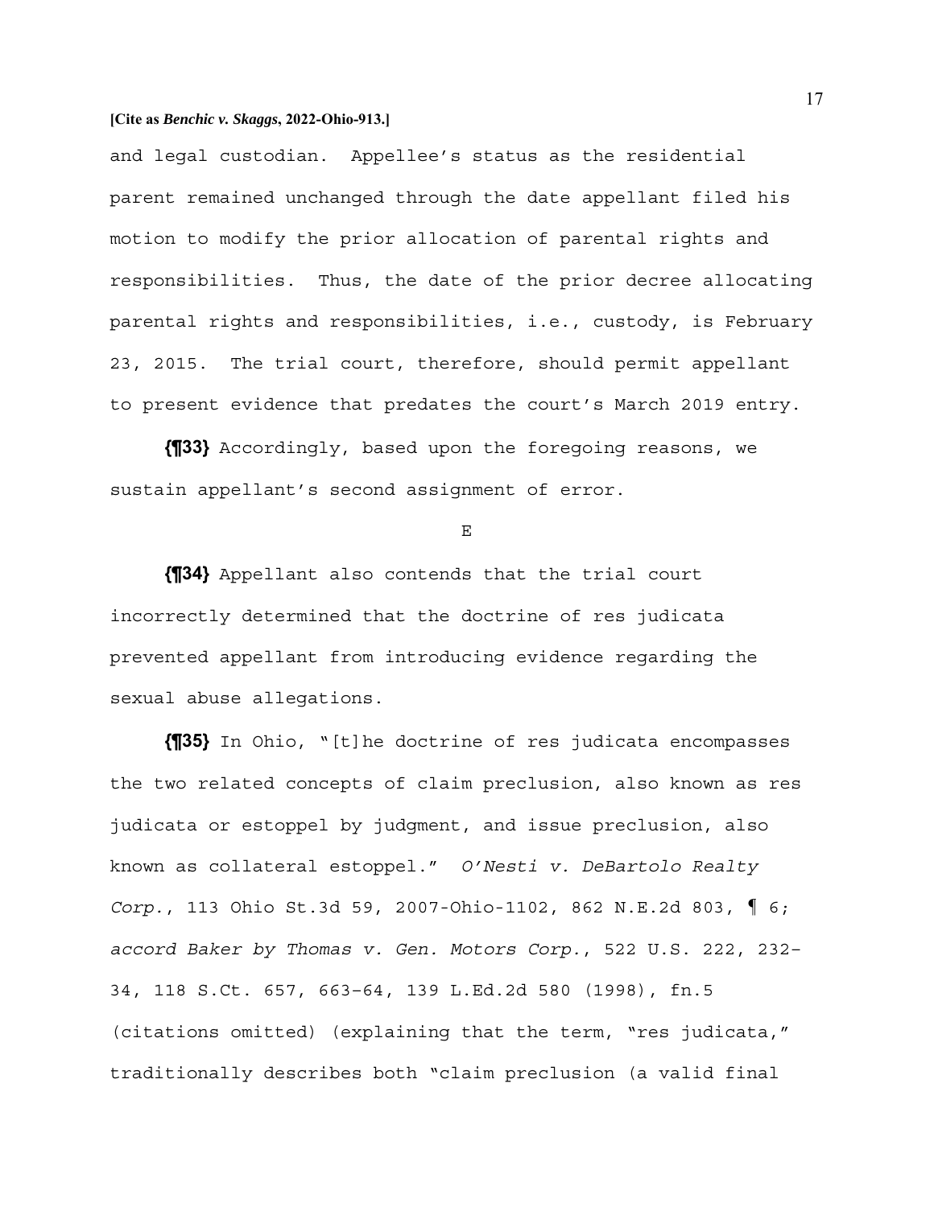and legal custodian. Appellee's status as the residential parent remained unchanged through the date appellant filed his motion to modify the prior allocation of parental rights and responsibilities. Thus, the date of the prior decree allocating parental rights and responsibilities, i.e., custody, is February 23, 2015. The trial court, therefore, should permit appellant to present evidence that predates the court's March 2019 entry.

**{¶33}** Accordingly, based upon the foregoing reasons, we sustain appellant's second assignment of error.

E

**{¶34}** Appellant also contends that the trial court incorrectly determined that the doctrine of res judicata prevented appellant from introducing evidence regarding the sexual abuse allegations.

**{¶35}** In Ohio, "[t]he doctrine of res judicata encompasses the two related concepts of claim preclusion, also known as res judicata or estoppel by judgment, and issue preclusion, also known as collateral estoppel." *O'Nesti v. DeBartolo Realty Corp.*, 113 Ohio St.3d 59, 2007-Ohio-1102, 862 N.E.2d 803, ¶ 6; *accord Baker by Thomas v. Gen. Motors Corp.*, 522 U.S. 222, 232–34, 118 S.Ct. 657, 663–64, 139 L.Ed.2d 580 (1998), fn.5 (citations omitted) (explaining that the term, "res judicata," traditionally describes both "claim preclusion (a valid final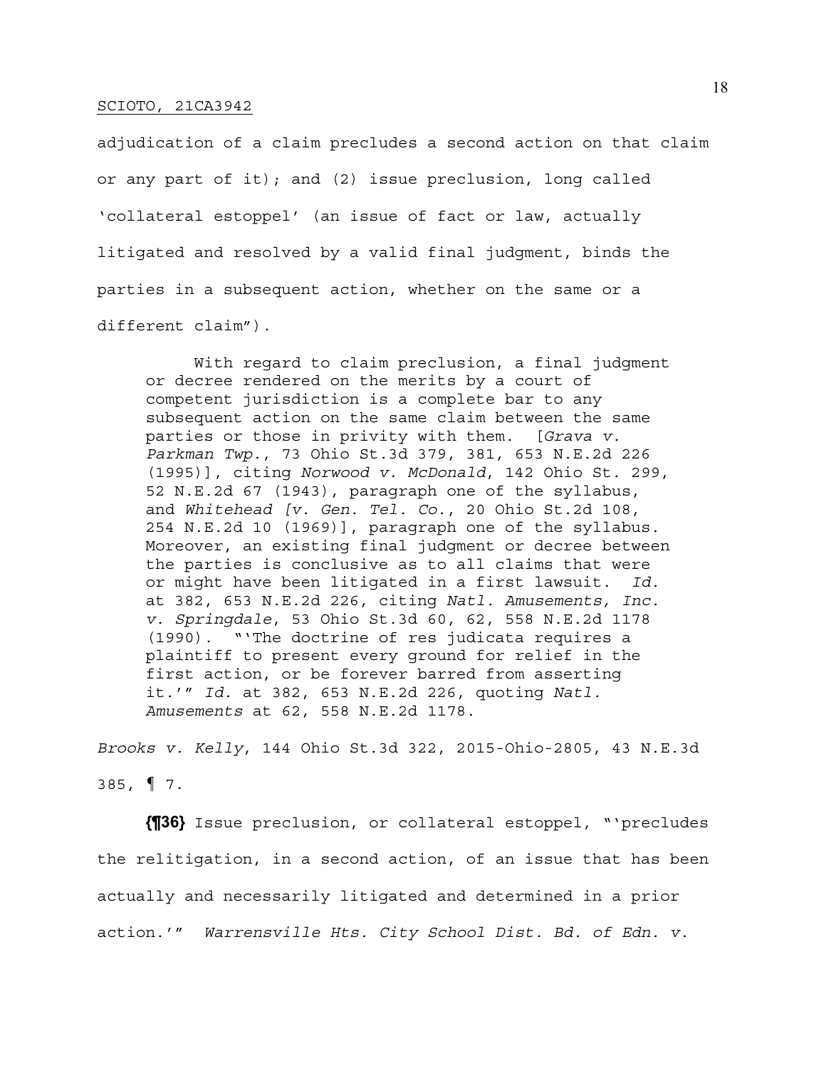adjudication of a claim precludes a second action on that claim or any part of it); and (2) issue preclusion, long called 'collateral estoppel' (an issue of fact or law, actually litigated and resolved by a valid final judgment, binds the parties in a subsequent action, whether on the same or a different claim").

> With regard to claim preclusion, a final judgment or decree rendered on the merits by a court of competent jurisdiction is a complete bar to any subsequent action on the same claim between the same parties or those in privity with them. [*Grava v. Parkman Twp.*, 73 Ohio St.3d 379, 381, 653 N.E.2d 226 (1995)], citing *Norwood v. McDonald*, 142 Ohio St. 299, 52 N.E.2d 67 (1943), paragraph one of the syllabus, and *Whitehead [v. Gen. Tel. Co.*, 20 Ohio St.2d 108, 254 N.E.2d 10 (1969)], paragraph one of the syllabus. Moreover, an existing final judgment or decree between the parties is conclusive as to all claims that were or might have been litigated in a first lawsuit. *Id.* at 382, 653 N.E.2d 226, citing *Natl. Amusements, Inc. v. Springdale*, 53 Ohio St.3d 60, 62, 558 N.E.2d 1178 (1990). "'The doctrine of res judicata requires a plaintiff to present every ground for relief in the first action, or be forever barred from asserting it.'" *Id.* at 382, 653 N.E.2d 226, quoting *Natl. Amusements* at 62, 558 N.E.2d 1178.

*Brooks v. Kelly*, 144 Ohio St.3d 322, 2015-Ohio-2805, 43 N.E.3d 385, ¶ 7.

**{¶36}** Issue preclusion, or collateral estoppel, "'precludes the relitigation, in a second action, of an issue that has been actually and necessarily litigated and determined in a prior action.'" *Warrensville Hts. City School Dist. Bd. of Edn. v.*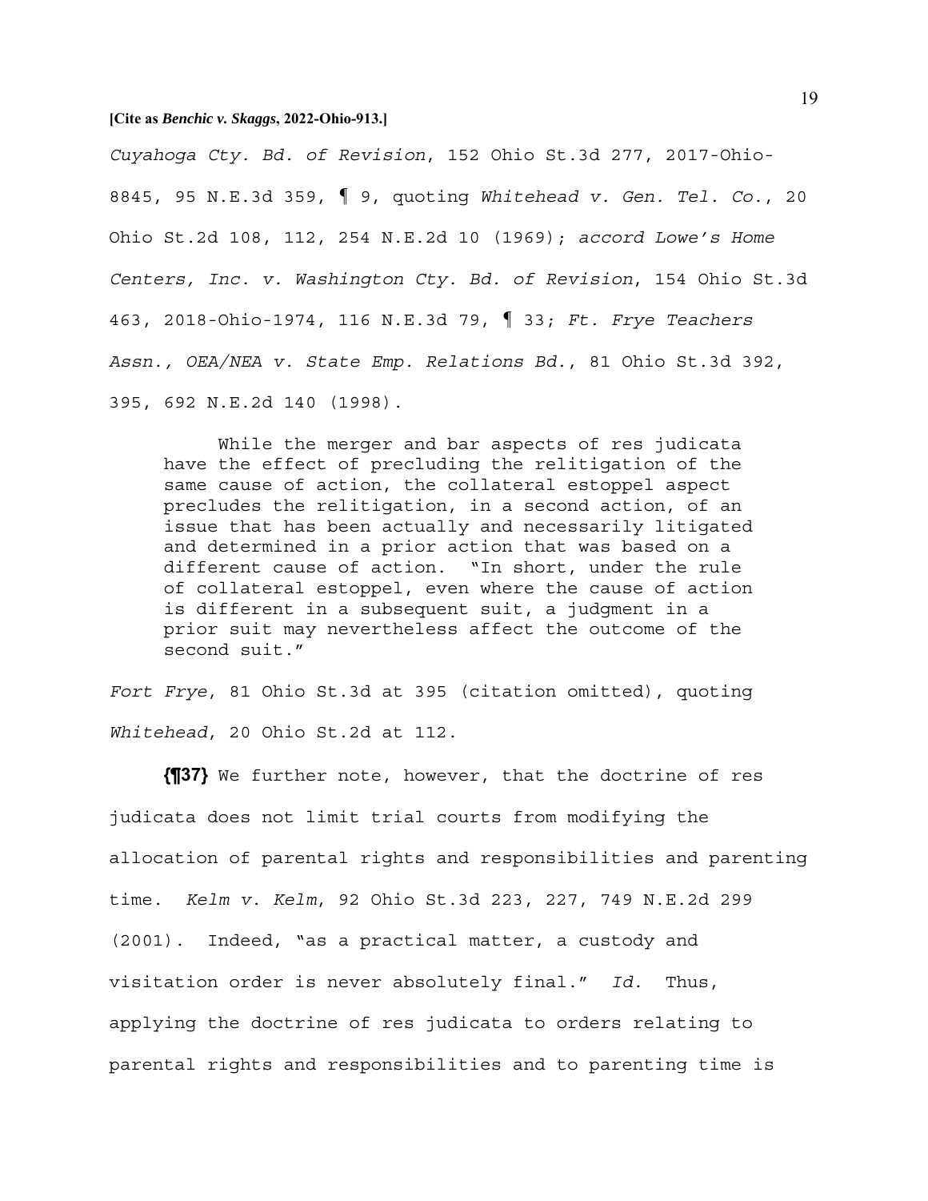*Cuyahoga Cty. Bd. of Revision*, 152 Ohio St.3d 277, 2017-Ohio-8845, 95 N.E.3d 359, ¶ 9, quoting *Whitehead v. Gen. Tel. Co.*, 20 Ohio St.2d 108, 112, 254 N.E.2d 10 (1969); *accord Lowe's Home Centers, Inc. v. Washington Cty. Bd. of Revision*, 154 Ohio St.3d 463, 2018-Ohio-1974, 116 N.E.3d 79, ¶ 33; *Ft. Frye Teachers Assn., OEA/NEA v. State Emp. Relations Bd.*, 81 Ohio St.3d 392, 395, 692 N.E.2d 140 (1998).

> While the merger and bar aspects of res judicata have the effect of precluding the relitigation of the same cause of action, the collateral estoppel aspect precludes the relitigation, in a second action, of an issue that has been actually and necessarily litigated and determined in a prior action that was based on a different cause of action. "In short, under the rule of collateral estoppel, even where the cause of action is different in a subsequent suit, a judgment in a prior suit may nevertheless affect the outcome of the second suit."

*Fort Frye*, 81 Ohio St.3d at 395 (citation omitted), quoting *Whitehead*, 20 Ohio St.2d at 112.

**{¶37}** We further note, however, that the doctrine of res judicata does not limit trial courts from modifying the allocation of parental rights and responsibilities and parenting time. *Kelm v. Kelm*, 92 Ohio St.3d 223, 227, 749 N.E.2d 299 (2001). Indeed, "as a practical matter, a custody and visitation order is never absolutely final." *Id.* Thus, applying the doctrine of res judicata to orders relating to parental rights and responsibilities and to parenting time is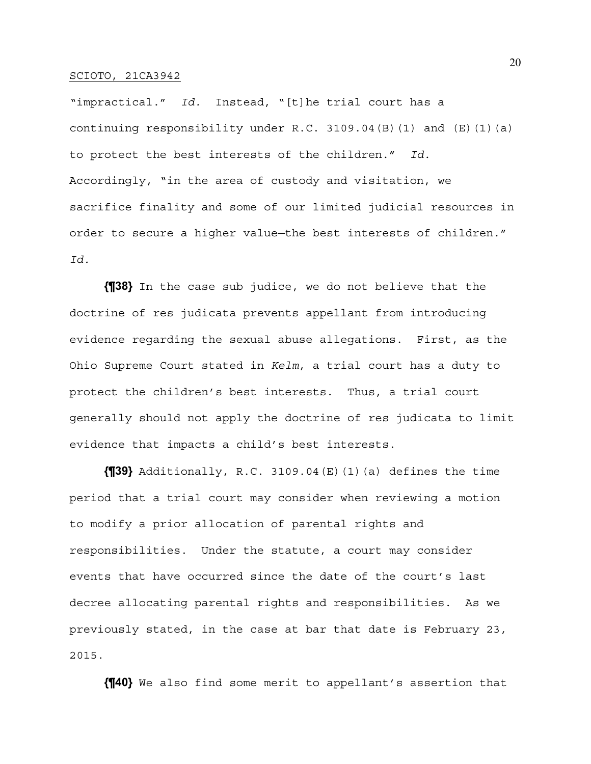"impractical." *Id.* Instead, "[t]he trial court has a continuing responsibility under R.C. 3109.04(B)(1) and (E)(1)(a) to protect the best interests of the children." *Id.* Accordingly, "in the area of custody and visitation, we sacrifice finality and some of our limited judicial resources in order to secure a higher value—the best interests of children." *Id.*

**{¶38}** In the case sub judice, we do not believe that the doctrine of res judicata prevents appellant from introducing evidence regarding the sexual abuse allegations. First, as the Ohio Supreme Court stated in *Kelm*, a trial court has a duty to protect the children's best interests. Thus, a trial court generally should not apply the doctrine of res judicata to limit evidence that impacts a child's best interests.

**{¶39}** Additionally, R.C. 3109.04(E)(1)(a) defines the time period that a trial court may consider when reviewing a motion to modify a prior allocation of parental rights and responsibilities. Under the statute, a court may consider events that have occurred since the date of the court's last decree allocating parental rights and responsibilities. As we previously stated, in the case at bar that date is February 23, 2015.

**{¶40}** We also find some merit to appellant's assertion that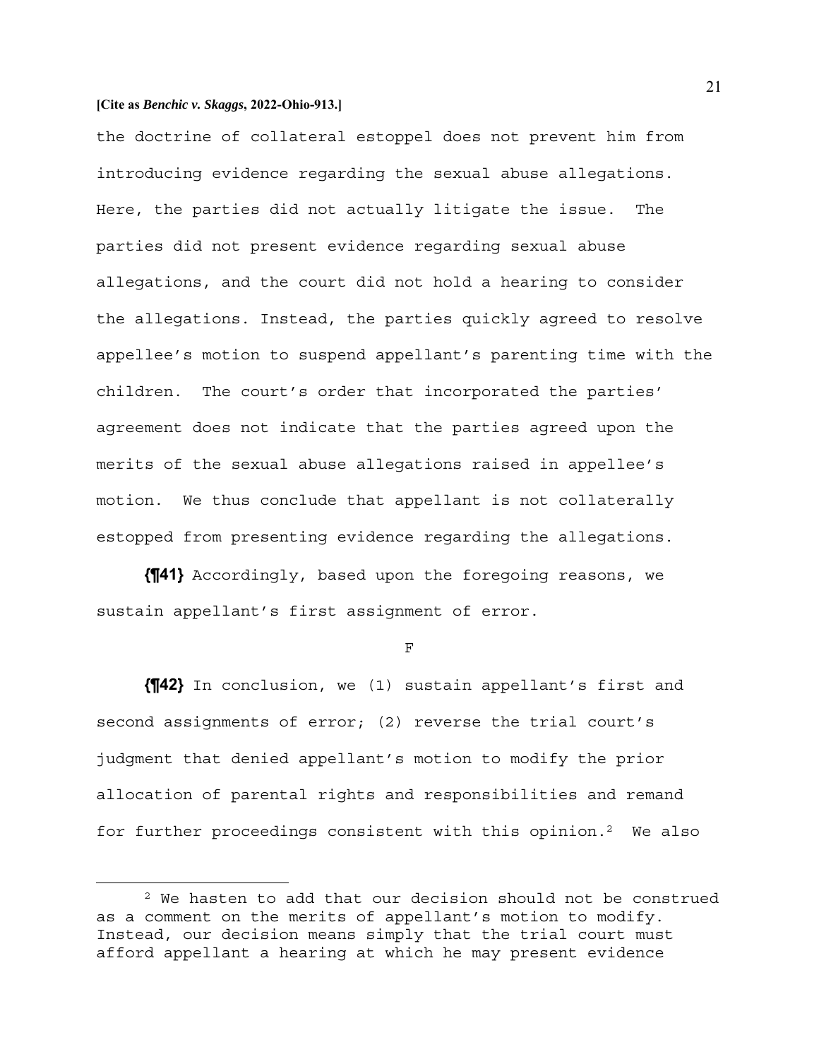the doctrine of collateral estoppel does not prevent him from introducing evidence regarding the sexual abuse allegations. Here, the parties did not actually litigate the issue. The parties did not present evidence regarding sexual abuse allegations, and the court did not hold a hearing to consider the allegations. Instead, the parties quickly agreed to resolve appellee's motion to suspend appellant's parenting time with the children. The court's order that incorporated the parties' agreement does not indicate that the parties agreed upon the merits of the sexual abuse allegations raised in appellee's motion. We thus conclude that appellant is not collaterally estopped from presenting evidence regarding the allegations.

**{¶41}** Accordingly, based upon the foregoing reasons, we sustain appellant's first assignment of error.

F

**{¶42}** In conclusion, we (1) sustain appellant's first and second assignments of error; (2) reverse the trial court's judgment that denied appellant's motion to modify the prior allocation of parental rights and responsibilities and remand for further proceedings consistent with this opinion.[2] We also

---

[2] We hasten to add that our decision should not be construed as a comment on the merits of appellant's motion to modify. Instead, our decision means simply that the trial court must afford appellant a hearing at which he may present evidence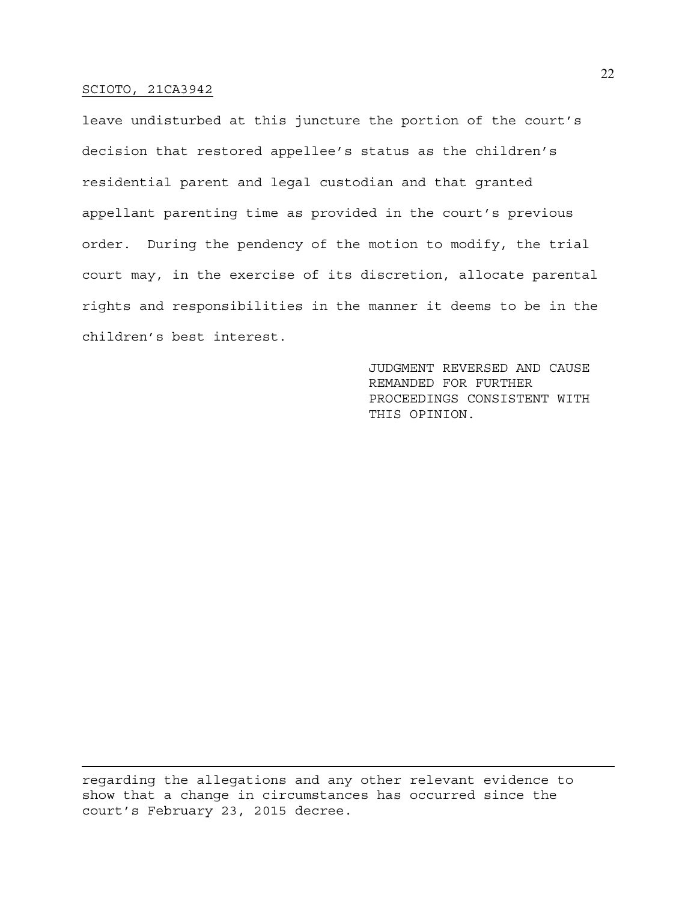leave undisturbed at this juncture the portion of the court's decision that restored appellee's status as the children's residential parent and legal custodian and that granted appellant parenting time as provided in the court's previous order. During the pendency of the motion to modify, the trial court may, in the exercise of its discretion, allocate parental rights and responsibilities in the manner it deems to be in the children's best interest.

JUDGMENT REVERSED AND CAUSE REMANDED FOR FURTHER PROCEEDINGS CONSISTENT WITH THIS OPINION.

---

regarding the allegations and any other relevant evidence to show that a change in circumstances has occurred since the court's February 23, 2015 decree.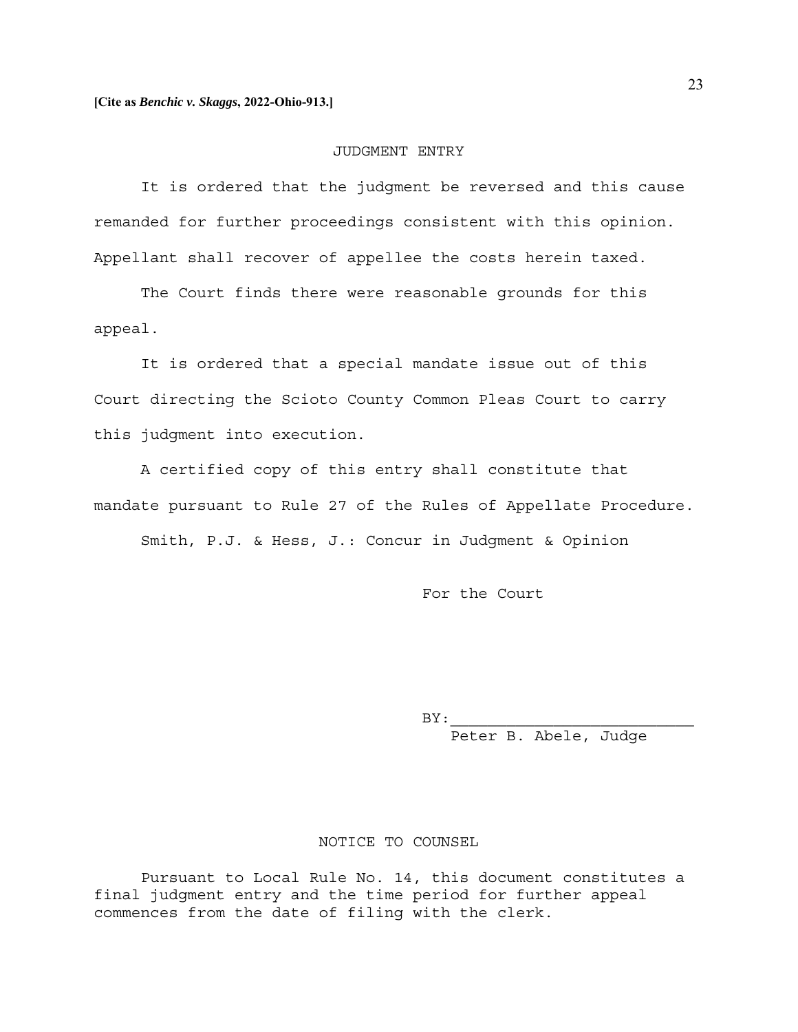# JUDGMENT ENTRY

It is ordered that the judgment be reversed and this cause remanded for further proceedings consistent with this opinion. Appellant shall recover of appellee the costs herein taxed.

The Court finds there were reasonable grounds for this appeal.

It is ordered that a special mandate issue out of this Court directing the Scioto County Common Pleas Court to carry this judgment into execution.

A certified copy of this entry shall constitute that mandate pursuant to Rule 27 of the Rules of Appellate Procedure.

Smith, P.J. & Hess, J.: Concur in Judgment & Opinion

For the Court

BY:___________________________
Peter B. Abele, Judge

# NOTICE TO COUNSEL

Pursuant to Local Rule No. 14, this document constitutes a final judgment entry and the time period for further appeal commences from the date of filing with the clerk.